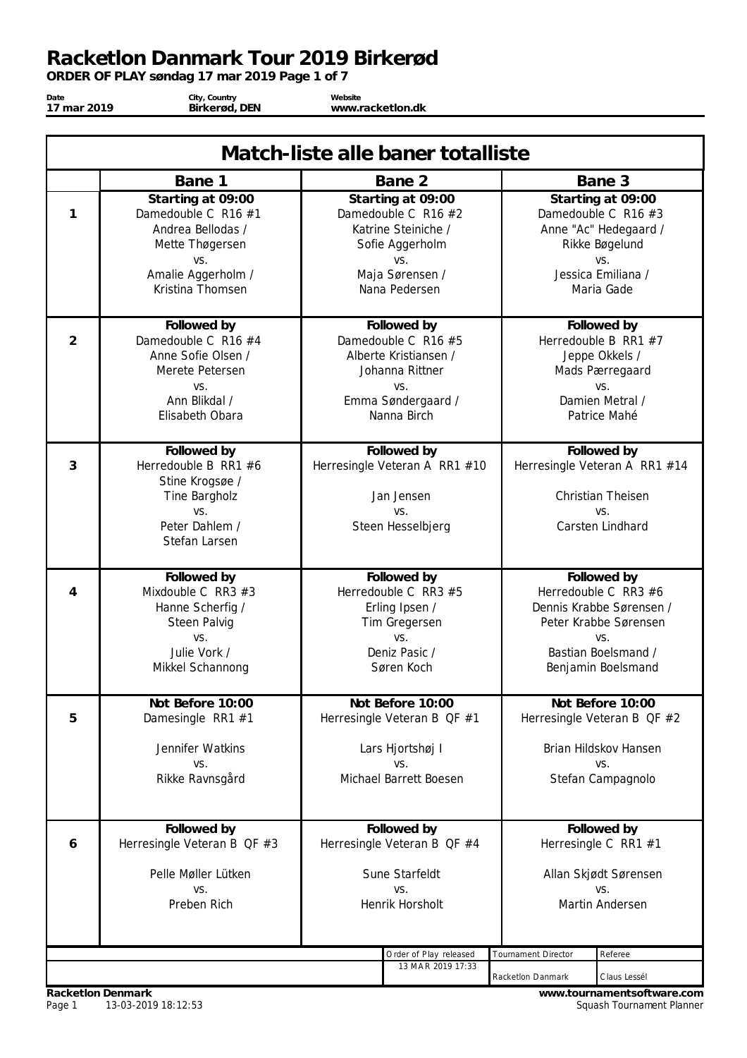# Racketlon Danmark Tour 2019 Birkerød

**ORDER OF PLAY søndag 17 mar 2019**

| Date | City, Country | Website |
|---|---|---|
| 17 mar 2019 | Birkerød, DEN | www.racketlon.dk |

## Match-liste alle baner totalliste

| | Bane 1 | Bane 2 | Bane 3 |
|---|---|---|---|
| 1 | **Starting at 09:00**<br>Damedouble C R16 #1<br>Andrea Bellodas /<br>Mette Thøgersen<br>vs.<br>Amalie Aggerholm /<br>Kristina Thomsen | **Starting at 09:00**<br>Damedouble C R16 #2<br>Katrine Steiniche /<br>Sofie Aggerholm<br>vs.<br>Maja Sørensen /<br>Nana Pedersen | **Starting at 09:00**<br>Damedouble C R16 #3<br>Anne "Ac" Hedegaard /<br>Rikke Bøgelund<br>vs.<br>Jessica Emiliana /<br>Maria Gade |
| 2 | **Followed by**<br>Damedouble C R16 #4<br>Anne Sofie Olsen /<br>Merete Petersen<br>vs.<br>Ann Blikdal /<br>Elisabeth Obara | **Followed by**<br>Damedouble C R16 #5<br>Alberte Kristiansen /<br>Johanna Rittner<br>vs.<br>Emma Søndergaard /<br>Nanna Birch | **Followed by**<br>Herredouble B RR1 #7<br>Jeppe Okkels /<br>Mads Pærregaard<br>vs.<br>Damien Metral /<br>Patrice Mahé |
| 3 | **Followed by**<br>Herredouble B RR1 #6<br>Stine Krogsøe /<br>Tine Bargholz<br>vs.<br>Peter Dahlem /<br>Stefan Larsen | **Followed by**<br>Herresingle Veteran A RR1 #10<br>Jan Jensen<br>vs.<br>Steen Hesselbjerg | **Followed by**<br>Herresingle Veteran A RR1 #14<br>Christian Theisen<br>vs.<br>Carsten Lindhard |
| 4 | **Followed by**<br>Mixdouble C RR3 #3<br>Hanne Scherfig /<br>Steen Palvig<br>vs.<br>Julie Vork /<br>Mikkel Schannong | **Followed by**<br>Herredouble C RR3 #5<br>Erling Ipsen /<br>Tim Gregersen<br>vs.<br>Deniz Pasic /<br>Søren Koch | **Followed by**<br>Herredouble C RR3 #6<br>Dennis Krabbe Sørensen /<br>Peter Krabbe Sørensen<br>vs.<br>Bastian Boelsmand /<br>Benjamin Boelsmand |
| 5 | **Not Before 10:00**<br>Damesingle RR1 #1<br>Jennifer Watkins<br>vs.<br>Rikke Ravnsgård | **Not Before 10:00**<br>Herresingle Veteran B QF #1<br>Lars Hjortshøj I<br>vs.<br>Michael Barrett Boesen | **Not Before 10:00**<br>Herresingle Veteran B QF #2<br>Brian Hildskov Hansen<br>vs.<br>Stefan Campagnolo |
| 6 | **Followed by**<br>Herresingle Veteran B QF #3<br>Pelle Møller Lütken<br>vs.<br>Preben Rich | **Followed by**<br>Herresingle Veteran B QF #4<br>Sune Starfeldt<br>vs.<br>Henrik Horsholt | **Followed by**<br>Herresingle C RR1 #1<br>Allan Skjødt Sørensen<br>vs.<br>Martin Andersen |

| Order of Play released | Tournament Director | Referee |
|---|---|---|
| 13 MAR 2019 17:33 | Racketlon Danmark | Claus Lessél |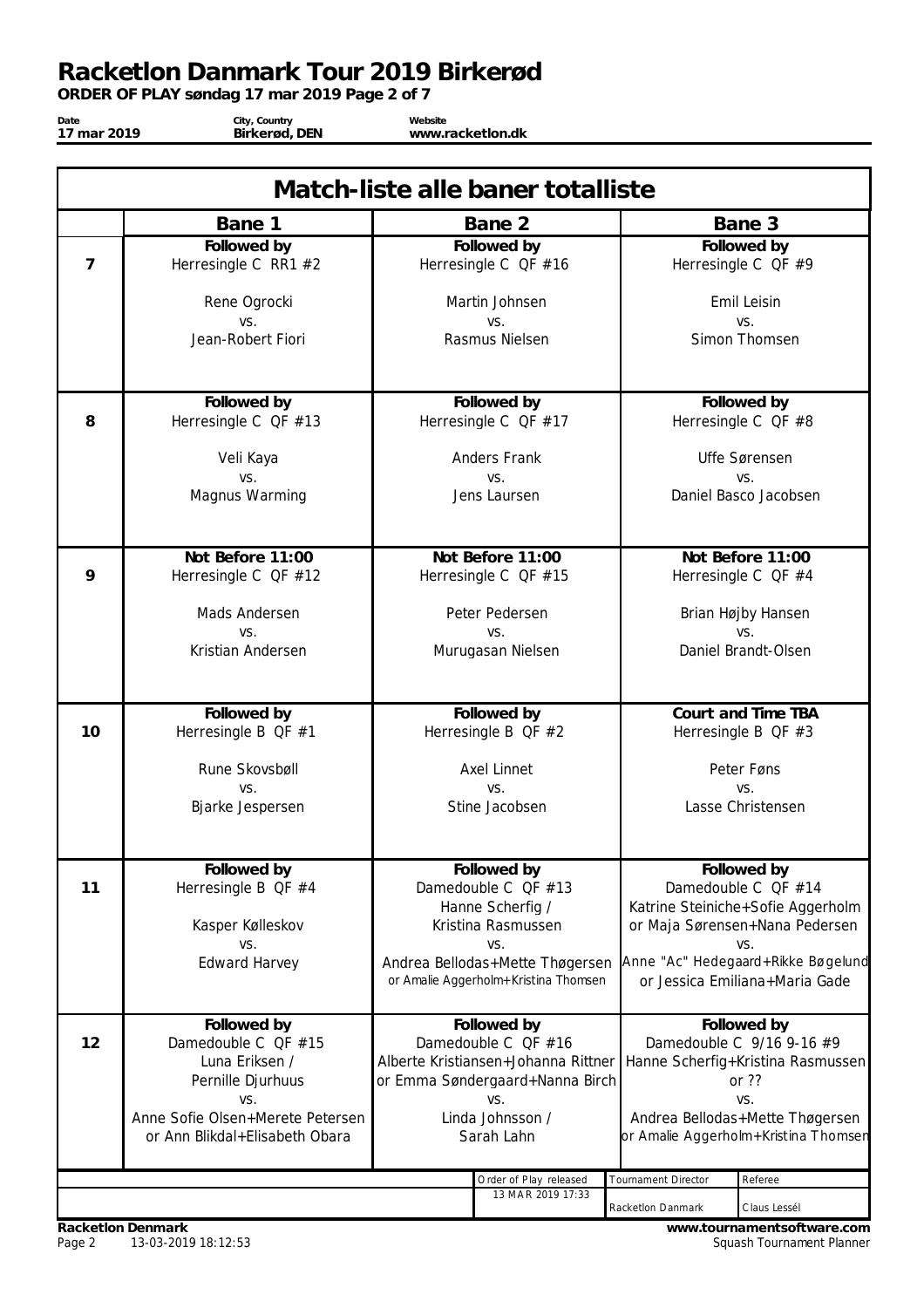# Racketlon Danmark Tour 2019 Birkerød

**ORDER OF PLAY søndag 17 mar 2019 Page 2 of 7**

| Date | City, Country | Website |
|---|---|---|
| 17 mar 2019 | Birkerød, DEN | www.racketlon.dk |

## Match-liste alle baner totalliste

| | Bane 1 | Bane 2 | Bane 3 |
|---|---|---|---|
| 7 | **Followed by**<br>Herresingle C RR1 #2<br><br>Rene Ogrocki<br>vs.<br>Jean-Robert Fiori | **Followed by**<br>Herresingle C QF #16<br><br>Martin Johnsen<br>vs.<br>Rasmus Nielsen | **Followed by**<br>Herresingle C QF #9<br><br>Emil Leisin<br>vs.<br>Simon Thomsen |
| 8 | **Followed by**<br>Herresingle C QF #13<br><br>Veli Kaya<br>vs.<br>Magnus Warming | **Followed by**<br>Herresingle C QF #17<br><br>Anders Frank<br>vs.<br>Jens Laursen | **Followed by**<br>Herresingle C QF #8<br><br>Uffe Sørensen<br>vs.<br>Daniel Basco Jacobsen |
| 9 | **Not Before 11:00**<br>Herresingle C QF #12<br><br>Mads Andersen<br>vs.<br>Kristian Andersen | **Not Before 11:00**<br>Herresingle C QF #15<br><br>Peter Pedersen<br>vs.<br>Murugasan Nielsen | **Not Before 11:00**<br>Herresingle C QF #4<br><br>Brian Højby Hansen<br>vs.<br>Daniel Brandt-Olsen |
| 10 | **Followed by**<br>Herresingle B QF #1<br><br>Rune Skovsbøll<br>vs.<br>Bjarke Jespersen | **Followed by**<br>Herresingle B QF #2<br><br>Axel Linnet<br>vs.<br>Stine Jacobsen | **Court and Time TBA**<br>Herresingle B QF #3<br><br>Peter Føns<br>vs.<br>Lasse Christensen |
| 11 | **Followed by**<br>Herresingle B QF #4<br><br>Kasper Kølleskov<br>vs.<br>Edward Harvey | **Followed by**<br>Damedouble C QF #13<br>Hanne Scherfig /<br>Kristina Rasmussen<br>vs.<br>Andrea Bellodas+Mette Thøgersen<br>or Amalie Aggerholm+Kristina Thomsen | **Followed by**<br>Damedouble C QF #14<br>Katrine Steiniche+Sofie Aggerholm<br>or Maja Sørensen+Nana Pedersen<br>vs.<br>Anne "Ac" Hedegaard+Rikke Bøgelund<br>or Jessica Emiliana+Maria Gade |
| 12 | **Followed by**<br>Damedouble C QF #15<br>Luna Eriksen /<br>Pernille Djurhuus<br>vs.<br>Anne Sofie Olsen+Merete Petersen<br>or Ann Blikdal+Elisabeth Obara | **Followed by**<br>Damedouble C QF #16<br>Alberte Kristiansen+Johanna Rittner<br>or Emma Søndergaard+Nanna Birch<br>vs.<br>Linda Johnsson /<br>Sarah Lahn | **Followed by**<br>Damedouble C 9/16 9-16 #9<br>Hanne Scherfig+Kristina Rasmussen<br>or ??<br>vs.<br>Andrea Bellodas+Mette Thøgersen<br>or Amalie Aggerholm+Kristina Thomsen |

| Order of Play released | Tournament Director | Referee |
|---|---|---|
| 13 MAR 2019 17:33 | Racketlon Danmark | Claus Lessél |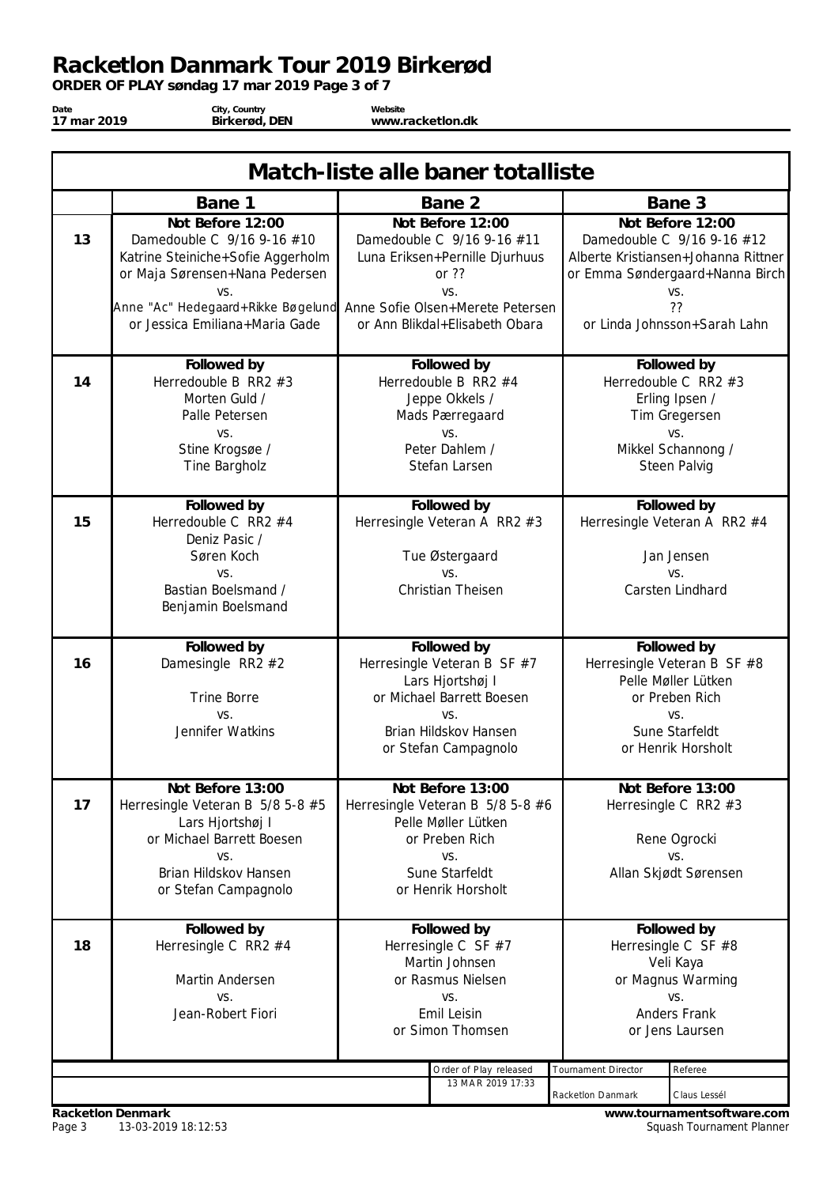# Racketlon Danmark Tour 2019 Birkerød

**ORDER OF PLAY søndag 17 mar 2019 Page 3 of 7**

| Date | City, Country | Website |
|---|---|---|
| 17 mar 2019 | Birkerød, DEN | www.racketlon.dk |

## Match-liste alle baner totalliste

| | Bane 1 | Bane 2 | Bane 3 |
|---|---|---|---|
| 13 | **Not Before 12:00**<br>Damedouble C 9/16 9-16 #10<br>Katrine Steiniche+Sofie Aggerholm<br>or Maja Sørensen+Nana Pedersen<br>vs.<br>Anne "Ac" Hedegaard+Rikke Bøgelund<br>or Jessica Emiliana+Maria Gade | **Not Before 12:00**<br>Damedouble C 9/16 9-16 #11<br>Luna Eriksen+Pernille Djurhuus<br>or ??<br>vs.<br>Anne Sofie Olsen+Merete Petersen<br>or Ann Blikdal+Elisabeth Obara | **Not Before 12:00**<br>Damedouble C 9/16 9-16 #12<br>Alberte Kristiansen+Johanna Rittner<br>or Emma Søndergaard+Nanna Birch<br>vs.<br>??<br>or Linda Johnsson+Sarah Lahn |
| 14 | **Followed by**<br>Herredouble B RR2 #3<br>Morten Guld /<br>Palle Petersen<br>vs.<br>Stine Krogsøe /<br>Tine Bargholz | **Followed by**<br>Herredouble B RR2 #4<br>Jeppe Okkels /<br>Mads Pærregaard<br>vs.<br>Peter Dahlem /<br>Stefan Larsen | **Followed by**<br>Herredouble C RR2 #3<br>Erling Ipsen /<br>Tim Gregersen<br>vs.<br>Mikkel Schannong /<br>Steen Palvig |
| 15 | **Followed by**<br>Herredouble C RR2 #4<br>Deniz Pasic /<br>Søren Koch<br>vs.<br>Bastian Boelsmand /<br>Benjamin Boelsmand | **Followed by**<br>Herresingle Veteran A RR2 #3<br>Tue Østergaard<br>vs.<br>Christian Theisen | **Followed by**<br>Herresingle Veteran A RR2 #4<br>Jan Jensen<br>vs.<br>Carsten Lindhard |
| 16 | **Followed by**<br>Damesingle RR2 #2<br>Trine Borre<br>vs.<br>Jennifer Watkins | **Followed by**<br>Herresingle Veteran B SF #7<br>Lars Hjortshøj I<br>or Michael Barrett Boesen<br>vs.<br>Brian Hildskov Hansen<br>or Stefan Campagnolo | **Followed by**<br>Herresingle Veteran B SF #8<br>Pelle Møller Lütken<br>or Preben Rich<br>vs.<br>Sune Starfeldt<br>or Henrik Horsholt |
| 17 | **Not Before 13:00**<br>Herresingle Veteran B 5/8 5-8 #5<br>Lars Hjortshøj I<br>or Michael Barrett Boesen<br>vs.<br>Brian Hildskov Hansen<br>or Stefan Campagnolo | **Not Before 13:00**<br>Herresingle Veteran B 5/8 5-8 #6<br>Pelle Møller Lütken<br>or Preben Rich<br>vs.<br>Sune Starfeldt<br>or Henrik Horsholt | **Not Before 13:00**<br>Herresingle C RR2 #3<br>Rene Ogrocki<br>vs.<br>Allan Skjødt Sørensen |
| 18 | **Followed by**<br>Herresingle C RR2 #4<br>Martin Andersen<br>vs.<br>Jean-Robert Fiori | **Followed by**<br>Herresingle C SF #7<br>Martin Johnsen<br>or Rasmus Nielsen<br>vs.<br>Emil Leisin<br>or Simon Thomsen | **Followed by**<br>Herresingle C SF #8<br>Veli Kaya<br>or Magnus Warming<br>vs.<br>Anders Frank<br>or Jens Laursen |

| Order of Play released | Tournament Director | Referee |
|---|---|---|
| 13 MAR 2019 17:33 | Racketlon Danmark | Claus Lessél |

Racketlon Denmark
13-03-2019 18:12:53

www.tournamentsoftware.com
Squash Tournament Planner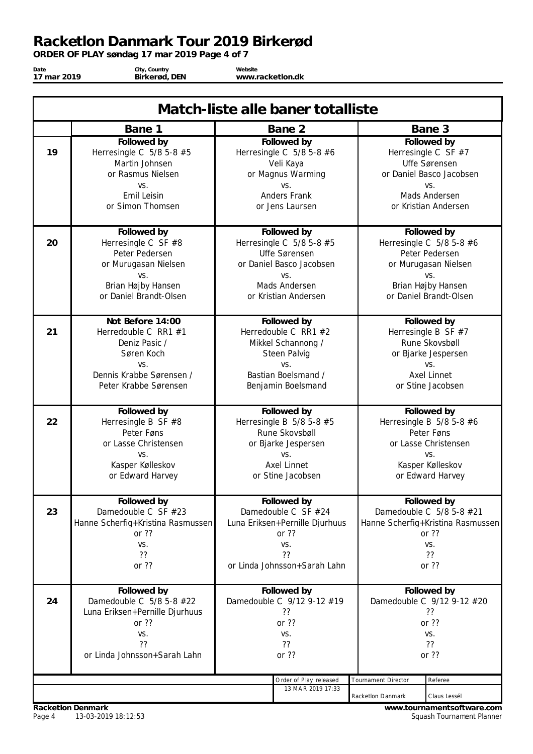# Racketlon Danmark Tour 2019 Birkerød

**ORDER OF PLAY søndag 17 mar 2019 Page 4 of 7**

| Date | City, Country | Website |
|---|---|---|
| 17 mar 2019 | Birkerød, DEN | www.racketlon.dk |

## Match-liste alle baner totalliste

| | Bane 1 | Bane 2 | Bane 3 |
|---|---|---|---|
| 19 | **Followed by**<br>Herresingle C 5/8 5-8 #5<br>Martin Johnsen<br>or Rasmus Nielsen<br>vs.<br>Emil Leisin<br>or Simon Thomsen | **Followed by**<br>Herresingle C 5/8 5-8 #6<br>Veli Kaya<br>or Magnus Warming<br>vs.<br>Anders Frank<br>or Jens Laursen | **Followed by**<br>Herresingle C SF #7<br>Uffe Sørensen<br>or Daniel Basco Jacobsen<br>vs.<br>Mads Andersen<br>or Kristian Andersen |
| 20 | **Followed by**<br>Herresingle C SF #8<br>Peter Pedersen<br>or Murugasan Nielsen<br>vs.<br>Brian Højby Hansen<br>or Daniel Brandt-Olsen | **Followed by**<br>Herresingle C 5/8 5-8 #5<br>Uffe Sørensen<br>or Daniel Basco Jacobsen<br>vs.<br>Mads Andersen<br>or Kristian Andersen | **Followed by**<br>Herresingle C 5/8 5-8 #6<br>Peter Pedersen<br>or Murugasan Nielsen<br>vs.<br>Brian Højby Hansen<br>or Daniel Brandt-Olsen |
| 21 | **Not Before 14:00**<br>Herredouble C RR1 #1<br>Deniz Pasic /<br>Søren Koch<br>vs.<br>Dennis Krabbe Sørensen /<br>Peter Krabbe Sørensen | **Followed by**<br>Herredouble C RR1 #2<br>Mikkel Schannong /<br>Steen Palvig<br>vs.<br>Bastian Boelsmand /<br>Benjamin Boelsmand | **Followed by**<br>Herresingle B SF #7<br>Rune Skovsbøll<br>or Bjarke Jespersen<br>vs.<br>Axel Linnet<br>or Stine Jacobsen |
| 22 | **Followed by**<br>Herresingle B SF #8<br>Peter Føns<br>or Lasse Christensen<br>vs.<br>Kasper Kølleskov<br>or Edward Harvey | **Followed by**<br>Herresingle B 5/8 5-8 #5<br>Rune Skovsbøll<br>or Bjarke Jespersen<br>vs.<br>Axel Linnet<br>or Stine Jacobsen | **Followed by**<br>Herresingle B 5/8 5-8 #6<br>Peter Føns<br>or Lasse Christensen<br>vs.<br>Kasper Kølleskov<br>or Edward Harvey |
| 23 | **Followed by**<br>Damedouble C SF #23<br>Hanne Scherfig+Kristina Rasmussen<br>or ??<br>vs.<br>??<br>or ?? | **Followed by**<br>Damedouble C SF #24<br>Luna Eriksen+Pernille Djurhuus<br>or ??<br>vs.<br>??<br>or Linda Johnsson+Sarah Lahn | **Followed by**<br>Damedouble C 5/8 5-8 #21<br>Hanne Scherfig+Kristina Rasmussen<br>or ??<br>vs.<br>??<br>or ?? |
| 24 | **Followed by**<br>Damedouble C 5/8 5-8 #22<br>Luna Eriksen+Pernille Djurhuus<br>or ??<br>vs.<br>??<br>or Linda Johnsson+Sarah Lahn | **Followed by**<br>Damedouble C 9/12 9-12 #19<br>??<br>or ??<br>vs.<br>??<br>or ?? | **Followed by**<br>Damedouble C 9/12 9-12 #20<br>??<br>or ??<br>vs.<br>??<br>or ?? |

| Order of Play released | Tournament Director | Referee |
|---|---|---|
| 13 MAR 2019 17:33 | Racketlon Danmark | Claus Lessél |

**Racketlon Denmark**
Page 4 13-03-2019 18:12:53

**www.tournamentsoftware.com**
Squash Tournament Planner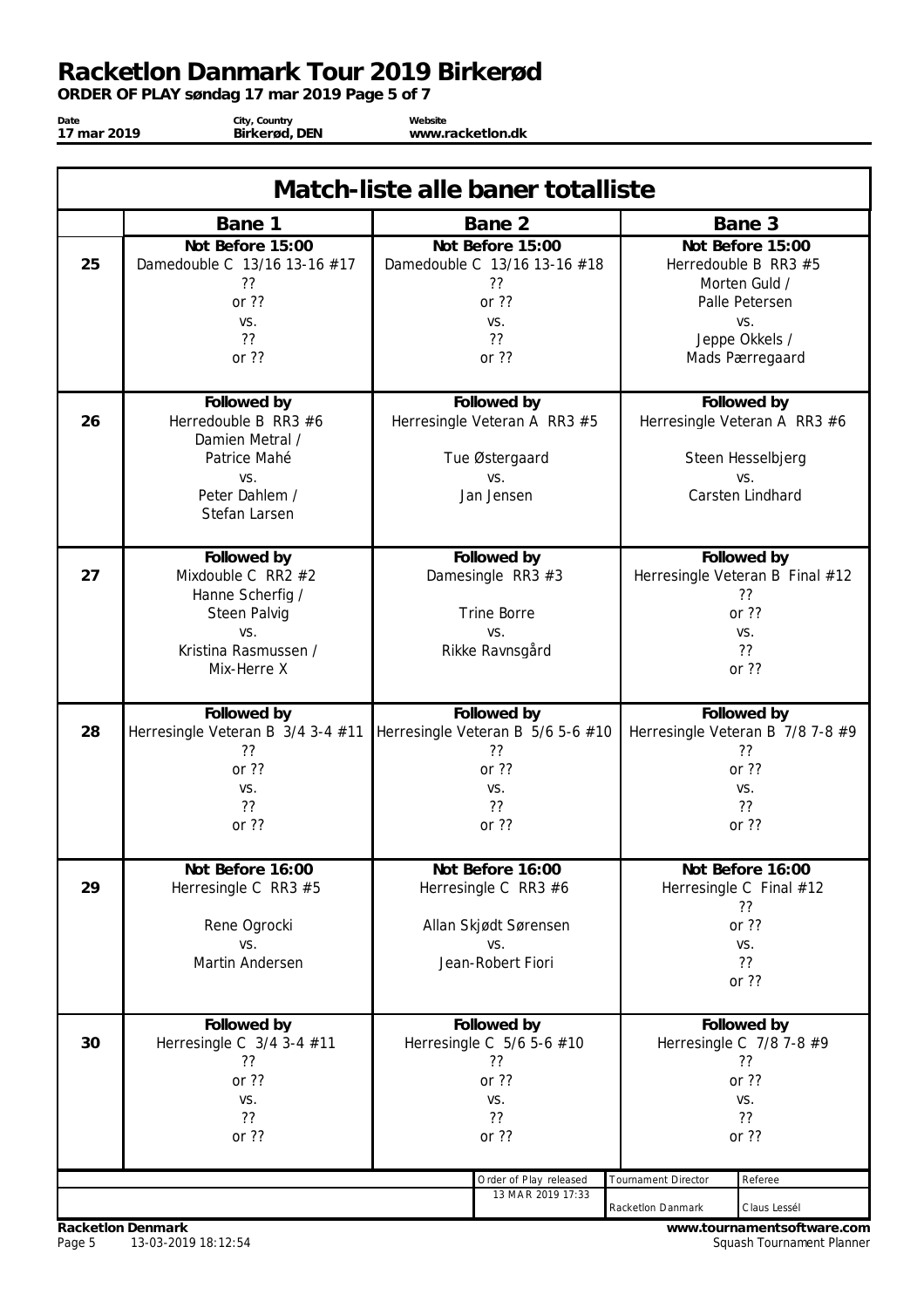# Racketlon Danmark Tour 2019 Birkerød

**ORDER OF PLAY søndag 17 mar 2019 Page 5 of 7**

| Date | City, Country | Website |
|---|---|---|
| 17 mar 2019 | Birkerød, DEN | www.racketlon.dk |

## Match-liste alle baner totalliste

| | Bane 1 | Bane 2 | Bane 3 |
|---|---|---|---|
| 25 | **Not Before 15:00**<br>Damedouble C 13/16 13-16 #17<br>??<br>or ??<br>vs.<br>??<br>or ?? | **Not Before 15:00**<br>Damedouble C 13/16 13-16 #18<br>??<br>or ??<br>vs.<br>??<br>or ?? | **Not Before 15:00**<br>Herredouble B RR3 #5<br>Morten Guld /<br>Palle Petersen<br>vs.<br>Jeppe Okkels /<br>Mads Pærregaard |
| 26 | **Followed by**<br>Herredouble B RR3 #6<br>Damien Metral /<br>Patrice Mahé<br>vs.<br>Peter Dahlem /<br>Stefan Larsen | **Followed by**<br>Herresingle Veteran A RR3 #5<br>Tue Østergaard<br>vs.<br>Jan Jensen | **Followed by**<br>Herresingle Veteran A RR3 #6<br>Steen Hesselbjerg<br>vs.<br>Carsten Lindhard |
| 27 | **Followed by**<br>Mixdouble C RR2 #2<br>Hanne Scherfig /<br>Steen Palvig<br>vs.<br>Kristina Rasmussen /<br>Mix-Herre X | **Followed by**<br>Damesingle RR3 #3<br>Trine Borre<br>vs.<br>Rikke Ravnsgård | **Followed by**<br>Herresingle Veteran B Final #12<br>??<br>or ??<br>vs.<br>??<br>or ?? |
| 28 | **Followed by**<br>Herresingle Veteran B 3/4 3-4 #11<br>??<br>or ??<br>vs.<br>??<br>or ?? | **Followed by**<br>Herresingle Veteran B 5/6 5-6 #10<br>??<br>or ??<br>vs.<br>??<br>or ?? | **Followed by**<br>Herresingle Veteran B 7/8 7-8 #9<br>??<br>or ??<br>vs.<br>??<br>or ?? |
| 29 | **Not Before 16:00**<br>Herresingle C RR3 #5<br>Rene Ogrocki<br>vs.<br>Martin Andersen | **Not Before 16:00**<br>Herresingle C RR3 #6<br>Allan Skjødt Sørensen<br>vs.<br>Jean-Robert Fiori | **Not Before 16:00**<br>Herresingle C Final #12<br>??<br>or ??<br>vs.<br>??<br>or ?? |
| 30 | **Followed by**<br>Herresingle C 3/4 3-4 #11<br>??<br>or ??<br>vs.<br>??<br>or ?? | **Followed by**<br>Herresingle C 5/6 5-6 #10<br>??<br>or ??<br>vs.<br>??<br>or ?? | **Followed by**<br>Herresingle C 7/8 7-8 #9<br>??<br>or ??<br>vs.<br>??<br>or ?? |

| Order of Play released | Tournament Director | Referee |
|---|---|---|
| 13 MAR 2019 17:33 | Racketlon Danmark | Claus Lessél |

Racketlon Denmark
13-03-2019 18:12:54

www.tournamentsoftware.com
Squash Tournament Planner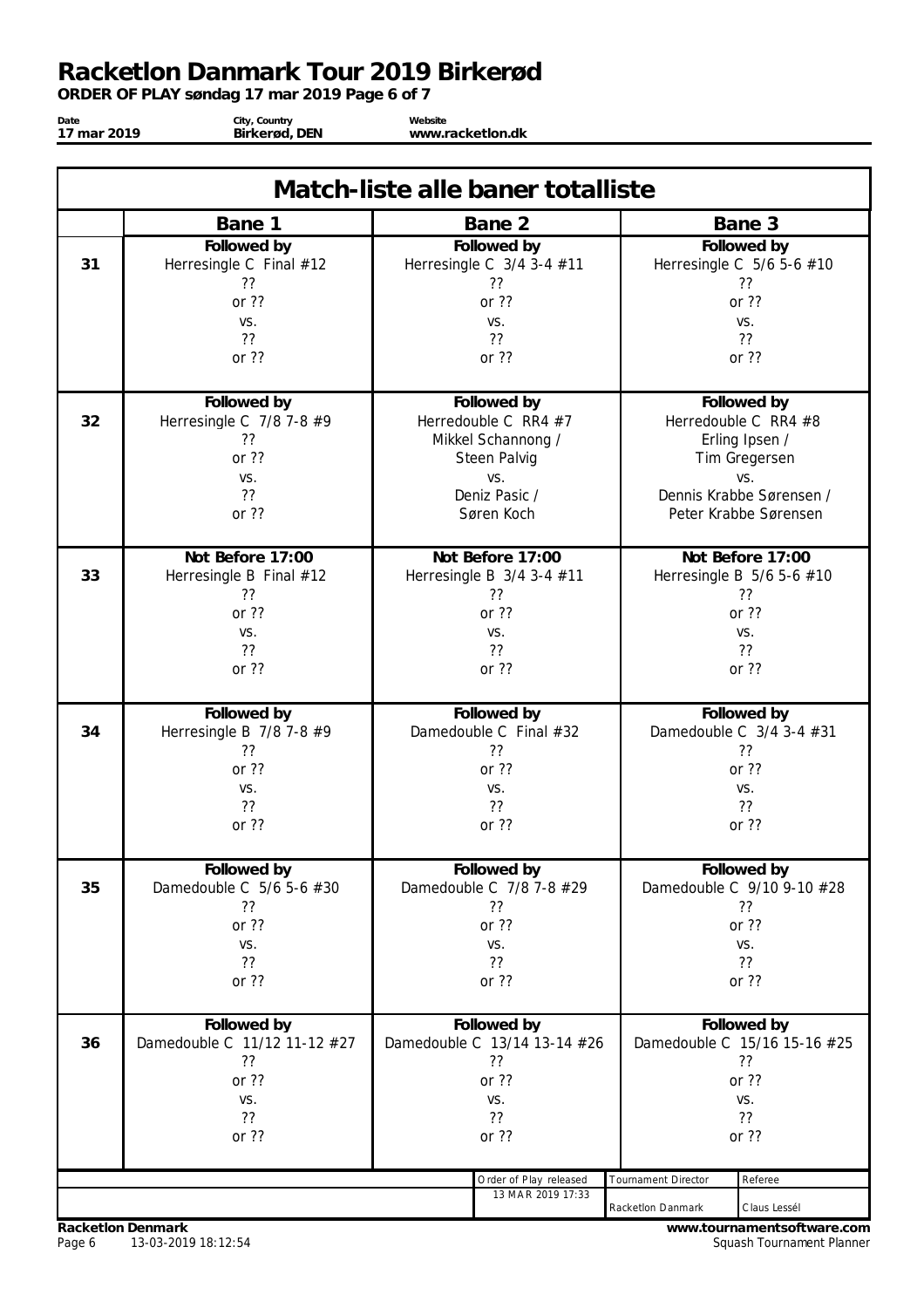# Racketlon Danmark Tour 2019 Birkerød

**ORDER OF PLAY søndag 17 mar 2019 Page 6 of 7**

| Date | City, Country | Website |
|---|---|---|
| 17 mar 2019 | Birkerød, DEN | www.racketlon.dk |

## Match-liste alle baner totalliste

| | Bane 1 | Bane 2 | Bane 3 |
|---|---|---|---|
| 31 | **Followed by**<br>Herresingle C Final #12<br>??<br>or ??<br>vs.<br>??<br>or ?? | **Followed by**<br>Herresingle C 3/4 3-4 #11<br>??<br>or ??<br>vs.<br>??<br>or ?? | **Followed by**<br>Herresingle C 5/6 5-6 #10<br>??<br>or ??<br>vs.<br>??<br>or ?? |
| 32 | **Followed by**<br>Herresingle C 7/8 7-8 #9<br>??<br>or ??<br>vs.<br>??<br>or ?? | **Followed by**<br>Herredouble C RR4 #7<br>Mikkel Schannong /<br>Steen Palvig<br>vs.<br>Deniz Pasic /<br>Søren Koch | **Followed by**<br>Herredouble C RR4 #8<br>Erling Ipsen /<br>Tim Gregersen<br>vs.<br>Dennis Krabbe Sørensen /<br>Peter Krabbe Sørensen |
| 33 | **Not Before 17:00**<br>Herresingle B Final #12<br>??<br>or ??<br>vs.<br>??<br>or ?? | **Not Before 17:00**<br>Herresingle B 3/4 3-4 #11<br>??<br>or ??<br>vs.<br>??<br>or ?? | **Not Before 17:00**<br>Herresingle B 5/6 5-6 #10<br>??<br>or ??<br>vs.<br>??<br>or ?? |
| 34 | **Followed by**<br>Herresingle B 7/8 7-8 #9<br>??<br>or ??<br>vs.<br>??<br>or ?? | **Followed by**<br>Damedouble C Final #32<br>??<br>or ??<br>vs.<br>??<br>or ?? | **Followed by**<br>Damedouble C 3/4 3-4 #31<br>??<br>or ??<br>vs.<br>??<br>or ?? |
| 35 | **Followed by**<br>Damedouble C 5/6 5-6 #30<br>??<br>or ??<br>vs.<br>??<br>or ?? | **Followed by**<br>Damedouble C 7/8 7-8 #29<br>??<br>or ??<br>vs.<br>??<br>or ?? | **Followed by**<br>Damedouble C 9/10 9-10 #28<br>??<br>or ??<br>vs.<br>??<br>or ?? |
| 36 | **Followed by**<br>Damedouble C 11/12 11-12 #27<br>??<br>or ??<br>vs.<br>??<br>or ?? | **Followed by**<br>Damedouble C 13/14 13-14 #26<br>??<br>or ??<br>vs.<br>??<br>or ?? | **Followed by**<br>Damedouble C 15/16 15-16 #25<br>??<br>or ??<br>vs.<br>??<br>or ?? |

| Order of Play released | Tournament Director | Referee |
|---|---|---|
| 13 MAR 2019 17:33 | Racketlon Danmark | Claus Lessél |

Racketlon Denmark
13-03-2019 18:12:54

www.tournamentsoftware.com
Squash Tournament Planner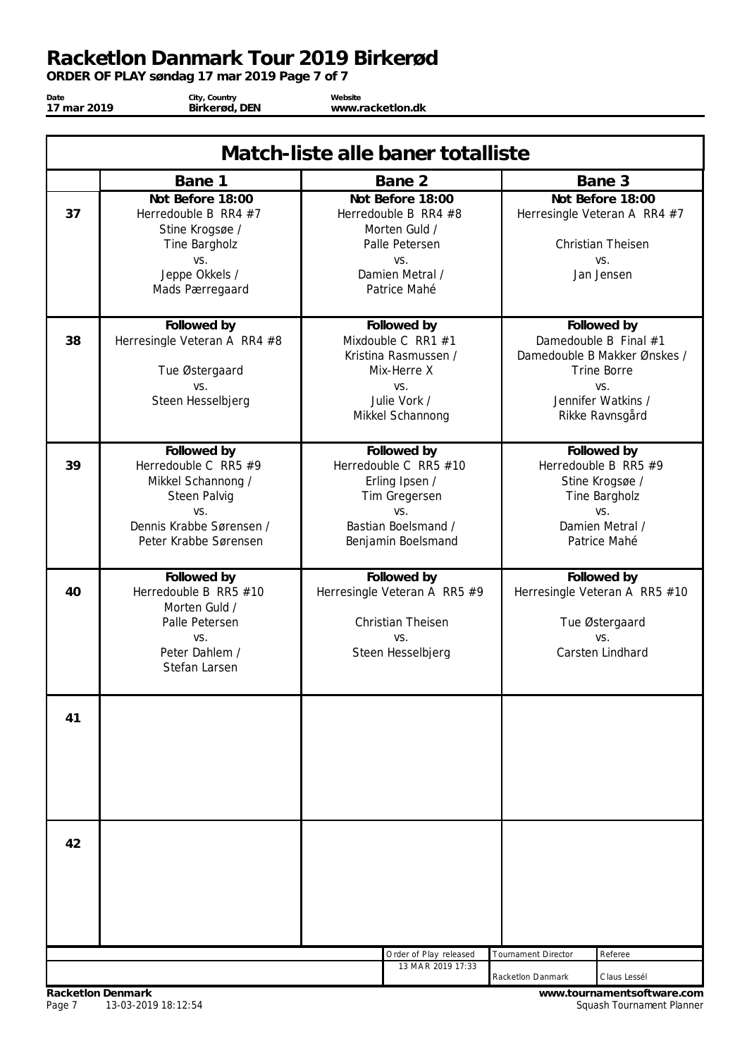# Racketlon Danmark Tour 2019 Birkerød

**ORDER OF PLAY søndag 17 mar 2019 Page 7 of 7**

| Date | City, Country | Website |
| --- | --- | --- |
| 17 mar 2019 | Birkerød, DEN | www.racketlon.dk |

## Match-liste alle baner totalliste

| | Bane 1 | Bane 2 | Bane 3 |
| --- | --- | --- | --- |
| 37 | **Not Before 18:00**<br>Herredouble B RR4 #7<br>Stine Krogsøe /<br>Tine Bargholz<br>vs.<br>Jeppe Okkels /<br>Mads Pærregaard | **Not Before 18:00**<br>Herredouble B RR4 #8<br>Morten Guld /<br>Palle Petersen<br>vs.<br>Damien Metral /<br>Patrice Mahé | **Not Before 18:00**<br>Herresingle Veteran A RR4 #7<br>Christian Theisen<br>vs.<br>Jan Jensen |
| 38 | **Followed by**<br>Herresingle Veteran A RR4 #8<br>Tue Østergaard<br>vs.<br>Steen Hesselbjerg | **Followed by**<br>Mixdouble C RR1 #1<br>Kristina Rasmussen /<br>Mix-Herre X<br>vs.<br>Julie Vork /<br>Mikkel Schannong | **Followed by**<br>Damedouble B Final #1<br>Damedouble B Makker Ønskes /<br>Trine Borre<br>vs.<br>Jennifer Watkins /<br>Rikke Ravnsgård |
| 39 | **Followed by**<br>Herredouble C RR5 #9<br>Mikkel Schannong /<br>Steen Palvig<br>vs.<br>Dennis Krabbe Sørensen /<br>Peter Krabbe Sørensen | **Followed by**<br>Herredouble C RR5 #10<br>Erling Ipsen /<br>Tim Gregersen<br>vs.<br>Bastian Boelsmand /<br>Benjamin Boelsmand | **Followed by**<br>Herredouble B RR5 #9<br>Stine Krogsøe /<br>Tine Bargholz<br>vs.<br>Damien Metral /<br>Patrice Mahé |
| 40 | **Followed by**<br>Herredouble B RR5 #10<br>Morten Guld /<br>Palle Petersen<br>vs.<br>Peter Dahlem /<br>Stefan Larsen | **Followed by**<br>Herresingle Veteran A RR5 #9<br>Christian Theisen<br>vs.<br>Steen Hesselbjerg | **Followed by**<br>Herresingle Veteran A RR5 #10<br>Tue Østergaard<br>vs.<br>Carsten Lindhard |
| 41 | | | |
| 42 | | | |

| Order of Play released | Tournament Director | Referee |
| --- | --- | --- |
| 13 MAR 2019 17:33 | Racketlon Danmark | Claus Lessél |

Racketlon Danmark
Page 7 13-03-2019 18:12:54

www.tournamentsoftware.com
Squash Tournament Planner